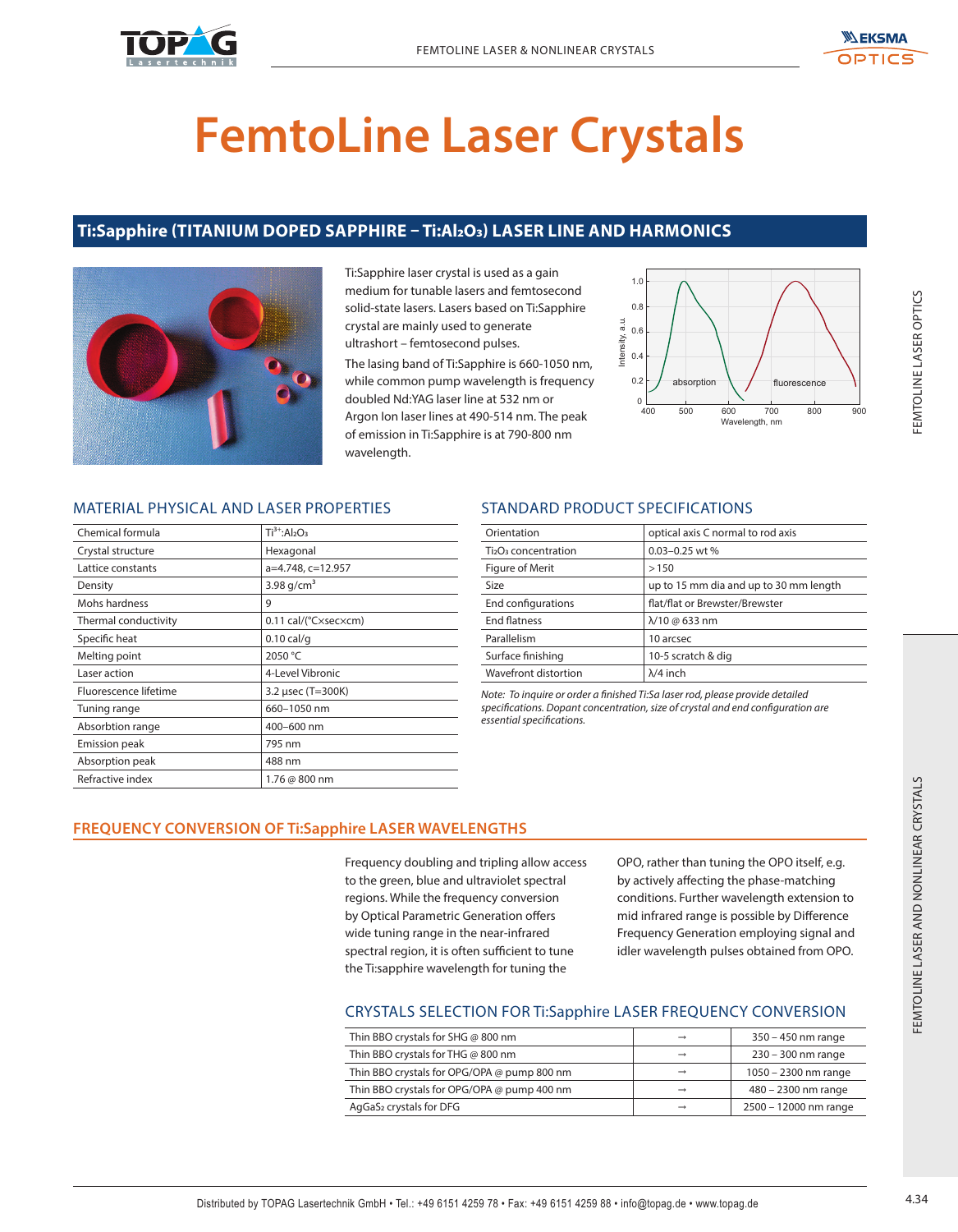# FemtoLine Laser Crystals

## Ti:Sapphire (TITANIUM DOPED SAPPHIRE – Ti:$Al_2O_3$) LASER LINE AND HARMONICS

Ti:Sapphire laser crystal is used as a gain medium for tunable lasers and femtosecond solid-state lasers. Lasers based on Ti:Sapphire crystal are mainly used to generate ultrashort – femtosecond pulses.

The lasing band of Ti:Sapphire is 660-1050 nm, while common pump wavelength is frequency doubled Nd:YAG laser line at 532 nm or Argon Ion laser lines at 490-514 nm. The peak of emission in Ti:Sapphire is at 790-800 nm wavelength.

### MATERIAL PHYSICAL AND LASER PROPERTIES

| Property | Value |
|---|---|
| Chemical formula | $Ti^{3+}$:$Al_2O_3$ |
| Crystal structure | Hexagonal |
| Lattice constants | a=4.748, c=12.957 |
| Density | 3.98 g/cm$^3$ |
| Mohs hardness | 9 |
| Thermal conductivity | 0.11 cal/(°C×sec×cm) |
| Specific heat | 0.10 cal/g |
| Melting point | 2050 °C |
| Laser action | 4-Level Vibronic |
| Fluorescence lifetime | 3.2 µsec (T=300K) |
| Tuning range | 660–1050 nm |
| Absorbtion range | 400–600 nm |
| Emission peak | 795 nm |
| Absorption peak | 488 nm |
| Refractive index | 1.76 @ 800 nm |

### STANDARD PRODUCT SPECIFICATIONS

| Parameter | Specification |
|---|---|
| Orientation | optical axis C normal to rod axis |
| $Ti_2O_3$ concentration | 0.03–0.25 wt % |
| Figure of Merit | > 150 |
| Size | up to 15 mm dia and up to 30 mm length |
| End configurations | flat/flat or Brewster/Brewster |
| End flatness | λ/10 @ 633 nm |
| Parallelism | 10 arcsec |
| Surface finishing | 10-5 scratch & dig |
| Wavefront distortion | λ/4 inch |

*Note: To inquire or order a finished Ti:Sa laser rod, please provide detailed specifications. Dopant concentration, size of crystal and end configuration are essential specifications.*

## FREQUENCY CONVERSION OF Ti:Sapphire LASER WAVELENGTHS

Frequency doubling and tripling allow access to the green, blue and ultraviolet spectral regions. While the frequency conversion by Optical Parametric Generation offers wide tuning range in the near-infrared spectral region, it is often sufficient to tune the Ti:sapphire wavelength for tuning the OPO, rather than tuning the OPO itself, e.g. by actively affecting the phase-matching conditions. Further wavelength extension to mid infrared range is possible by Difference Frequency Generation employing signal and idler wavelength pulses obtained from OPO.

### CRYSTALS SELECTION FOR Ti:Sapphire LASER FREQUENCY CONVERSION

| Crystal | | Range |
|---|---|---|
| Thin BBO crystals for SHG @ 800 nm | → | 350 – 450 nm range |
| Thin BBO crystals for THG @ 800 nm | → | 230 – 300 nm range |
| Thin BBO crystals for OPG/OPA @ pump 800 nm | → | 1050 – 2300 nm range |
| Thin BBO crystals for OPG/OPA @ pump 400 nm | → | 480 – 2300 nm range |
| $AgGaS_2$ crystals for DFG | → | 2500 – 12000 nm range |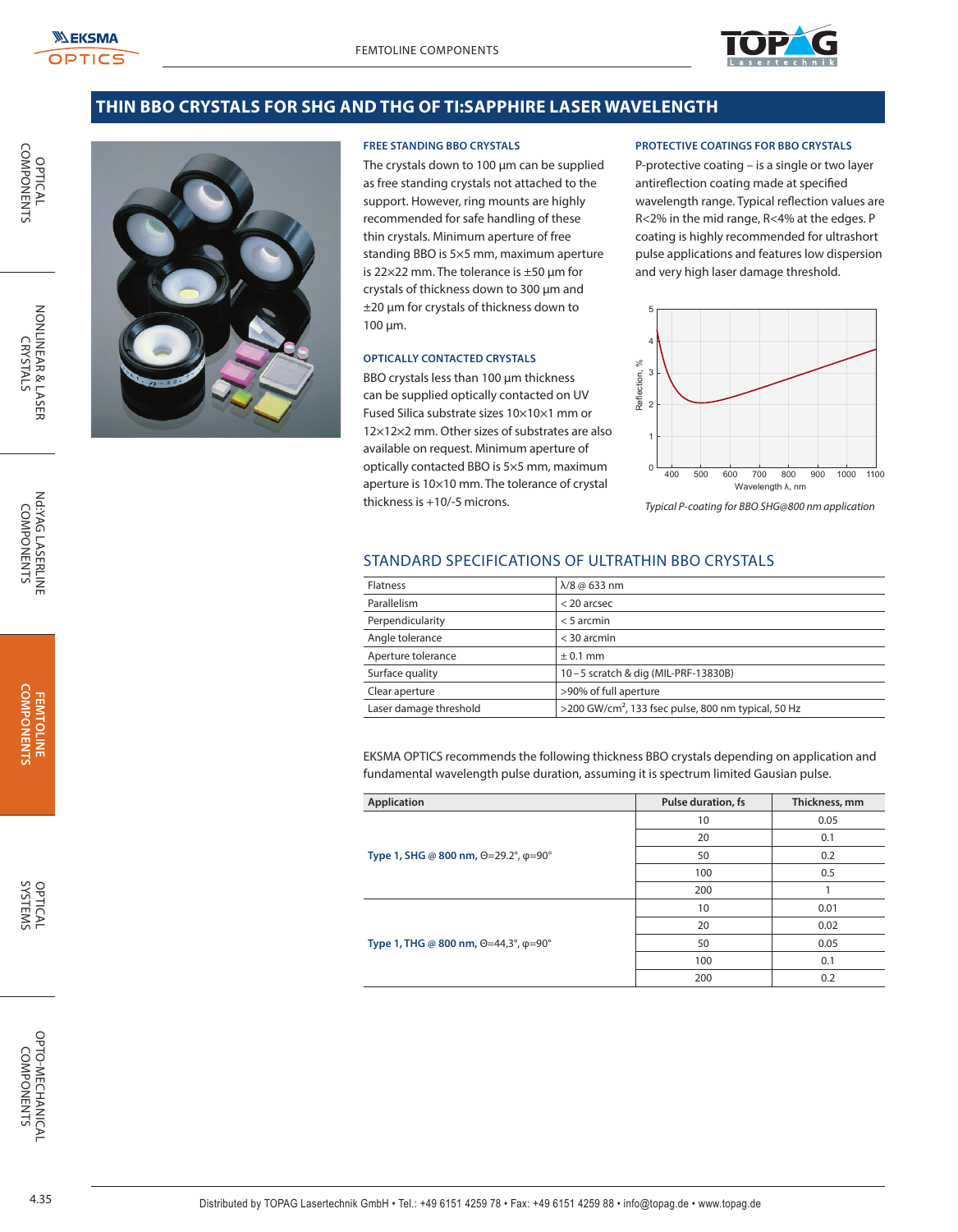# THIN BBO CRYSTALS FOR SHG AND THG OF TI:SAPPHIRE LASER WAVELENGTH

### FREE STANDING BBO CRYSTALS

The crystals down to 100 µm can be supplied as free standing crystals not attached to the support. However, ring mounts are highly recommended for safe handling of these thin crystals. Minimum aperture of free standing BBO is 5×5 mm, maximum aperture is 22×22 mm. The tolerance is ±50 µm for crystals of thickness down to 300 µm and ±20 µm for crystals of thickness down to 100 µm.

### OPTICALLY CONTACTED CRYSTALS

BBO crystals less than 100 µm thickness can be supplied optically contacted on UV Fused Silica substrate sizes 10×10×1 mm or 12×12×2 mm. Other sizes of substrates are also available on request. Minimum aperture of optically contacted BBO is 5×5 mm, maximum aperture is 10×10 mm. The tolerance of crystal thickness is +10/-5 microns.

### PROTECTIVE COATINGS FOR BBO CRYSTALS

P-protective coating – is a single or two layer antireflection coating made at specified wavelength range. Typical reflection values are R<2% in the mid range, R<4% at the edges. P coating is highly recommended for ultrashort pulse applications and features low dispersion and very high laser damage threshold.

*Typical P-coating for BBO SHG@800 nm application*

## STANDARD SPECIFICATIONS OF ULTRATHIN BBO CRYSTALS

| | |
|---|---|
| Flatness | λ/8 @ 633 nm |
| Parallelism | < 20 arcsec |
| Perpendicularity | < 5 arcmin |
| Angle tolerance | < 30 arcmin |
| Aperture tolerance | ± 0.1 mm |
| Surface quality | 10 – 5 scratch & dig (MIL-PRF-13830B) |
| Clear aperture | >90% of full aperture |
| Laser damage threshold | >200 GW/cm², 133 fsec pulse, 800 nm typical, 50 Hz |

EKSMA OPTICS recommends the following thickness BBO crystals depending on application and fundamental wavelength pulse duration, assuming it is spectrum limited Gausian pulse.

| Application | Pulse duration, fs | Thickness, mm |
|---|---|---|
| **Type 1, SHG @ 800 nm,** Θ=29.2°, φ=90° | 10 | 0.05 |
| | 20 | 0.1 |
| | 50 | 0.2 |
| | 100 | 0.5 |
| | 200 | 1 |
| **Type 1, THG @ 800 nm,** Θ=44,3°, φ=90° | 10 | 0.01 |
| | 20 | 0.02 |
| | 50 | 0.05 |
| | 100 | 0.1 |
| | 200 | 0.2 |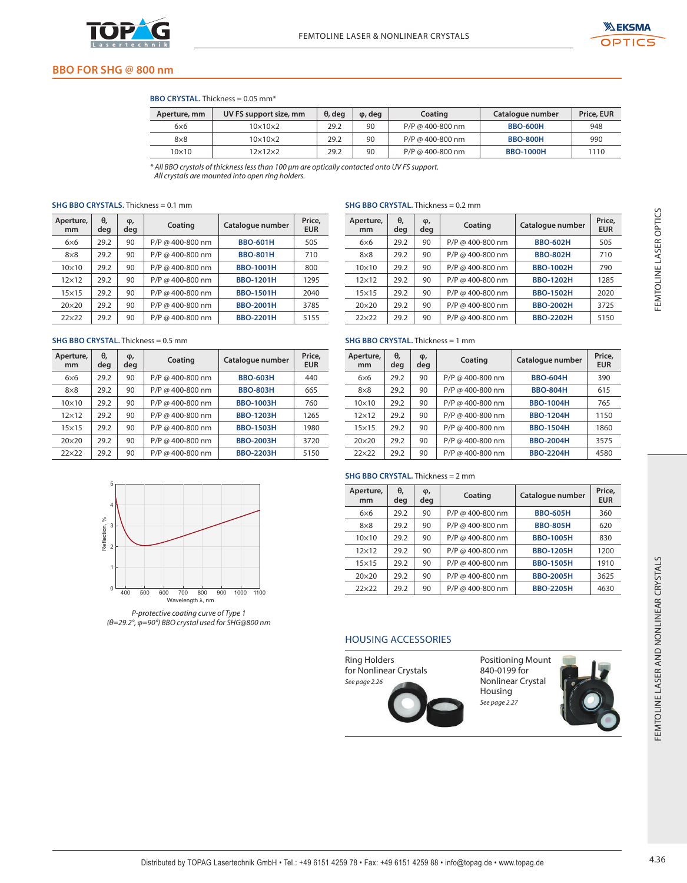## BBO FOR SHG @ 800 nm

**BBO CRYSTAL.** Thickness = 0.05 mm*

| Aperture, mm | UV FS support size, mm | θ, deg | φ, deg | Coating | Catalogue number | Price, EUR |
|---|---|---|---|---|---|---|
| 6×6 | 10×10×2 | 29.2 | 90 | P/P @ 400-800 nm | BBO-600H | 948 |
| 8×8 | 10×10×2 | 29.2 | 90 | P/P @ 400-800 nm | BBO-800H | 990 |
| 10×10 | 12×12×2 | 29.2 | 90 | P/P @ 400-800 nm | BBO-1000H | 1110 |

*\* All BBO crystals of thickness less than 100 µm are optically contacted onto UV FS support.*
*All crystals are mounted into open ring holders.*

**SHG BBO CRYSTALS.** Thickness = 0.1 mm

| Aperture, mm | θ, deg | φ, deg | Coating | Catalogue number | Price, EUR |
|---|---|---|---|---|---|
| 6×6 | 29.2 | 90 | P/P @ 400-800 nm | BBO-601H | 505 |
| 8×8 | 29.2 | 90 | P/P @ 400-800 nm | BBO-801H | 710 |
| 10×10 | 29.2 | 90 | P/P @ 400-800 nm | BBO-1001H | 800 |
| 12×12 | 29.2 | 90 | P/P @ 400-800 nm | BBO-1201H | 1295 |
| 15×15 | 29.2 | 90 | P/P @ 400-800 nm | BBO-1501H | 2040 |
| 20×20 | 29.2 | 90 | P/P @ 400-800 nm | BBO-2001H | 3785 |
| 22×22 | 29.2 | 90 | P/P @ 400-800 nm | BBO-2201H | 5155 |

**SHG BBO CRYSTAL.** Thickness = 0.2 mm

| Aperture, mm | θ, deg | φ, deg | Coating | Catalogue number | Price, EUR |
|---|---|---|---|---|---|
| 6×6 | 29.2 | 90 | P/P @ 400-800 nm | BBO-602H | 505 |
| 8×8 | 29.2 | 90 | P/P @ 400-800 nm | BBO-802H | 710 |
| 10×10 | 29.2 | 90 | P/P @ 400-800 nm | BBO-1002H | 790 |
| 12×12 | 29.2 | 90 | P/P @ 400-800 nm | BBO-1202H | 1285 |
| 15×15 | 29.2 | 90 | P/P @ 400-800 nm | BBO-1502H | 2020 |
| 20×20 | 29.2 | 90 | P/P @ 400-800 nm | BBO-2002H | 3725 |
| 22×22 | 29.2 | 90 | P/P @ 400-800 nm | BBO-2202H | 5150 |

**SHG BBO CRYSTAL.** Thickness = 0.5 mm

| Aperture, mm | θ, deg | φ, deg | Coating | Catalogue number | Price, EUR |
|---|---|---|---|---|---|
| 6×6 | 29.2 | 90 | P/P @ 400-800 nm | BBO-603H | 440 |
| 8×8 | 29.2 | 90 | P/P @ 400-800 nm | BBO-803H | 665 |
| 10×10 | 29.2 | 90 | P/P @ 400-800 nm | BBO-1003H | 760 |
| 12×12 | 29.2 | 90 | P/P @ 400-800 nm | BBO-1203H | 1265 |
| 15×15 | 29.2 | 90 | P/P @ 400-800 nm | BBO-1503H | 1980 |
| 20×20 | 29.2 | 90 | P/P @ 400-800 nm | BBO-2003H | 3720 |
| 22×22 | 29.2 | 90 | P/P @ 400-800 nm | BBO-2203H | 5150 |

**SHG BBO CRYSTAL.** Thickness = 1 mm

| Aperture, mm | θ, deg | φ, deg | Coating | Catalogue number | Price, EUR |
|---|---|---|---|---|---|
| 6×6 | 29.2 | 90 | P/P @ 400-800 nm | BBO-604H | 390 |
| 8×8 | 29.2 | 90 | P/P @ 400-800 nm | BBO-804H | 615 |
| 10×10 | 29.2 | 90 | P/P @ 400-800 nm | BBO-1004H | 765 |
| 12×12 | 29.2 | 90 | P/P @ 400-800 nm | BBO-1204H | 1150 |
| 15×15 | 29.2 | 90 | P/P @ 400-800 nm | BBO-1504H | 1860 |
| 20×20 | 29.2 | 90 | P/P @ 400-800 nm | BBO-2004H | 3575 |
| 22×22 | 29.2 | 90 | P/P @ 400-800 nm | BBO-2204H | 4580 |

*P-protective coating curve of Type 1 (θ=29.2°, φ=90°) BBO crystal used for SHG@800 nm*

**SHG BBO CRYSTAL.** Thickness = 2 mm

| Aperture, mm | θ, deg | φ, deg | Coating | Catalogue number | Price, EUR |
|---|---|---|---|---|---|
| 6×6 | 29.2 | 90 | P/P @ 400-800 nm | BBO-605H | 360 |
| 8×8 | 29.2 | 90 | P/P @ 400-800 nm | BBO-805H | 620 |
| 10×10 | 29.2 | 90 | P/P @ 400-800 nm | BBO-1005H | 830 |
| 12×12 | 29.2 | 90 | P/P @ 400-800 nm | BBO-1205H | 1200 |
| 15×15 | 29.2 | 90 | P/P @ 400-800 nm | BBO-1505H | 1910 |
| 20×20 | 29.2 | 90 | P/P @ 400-800 nm | BBO-2005H | 3625 |
| 22×22 | 29.2 | 90 | P/P @ 400-800 nm | BBO-2205H | 4630 |

### HOUSING ACCESSORIES

Ring Holders for Nonlinear Crystals
*See page 2.26*

Positioning Mount 840-0199 for Nonlinear Crystal Housing
*See page 2.27*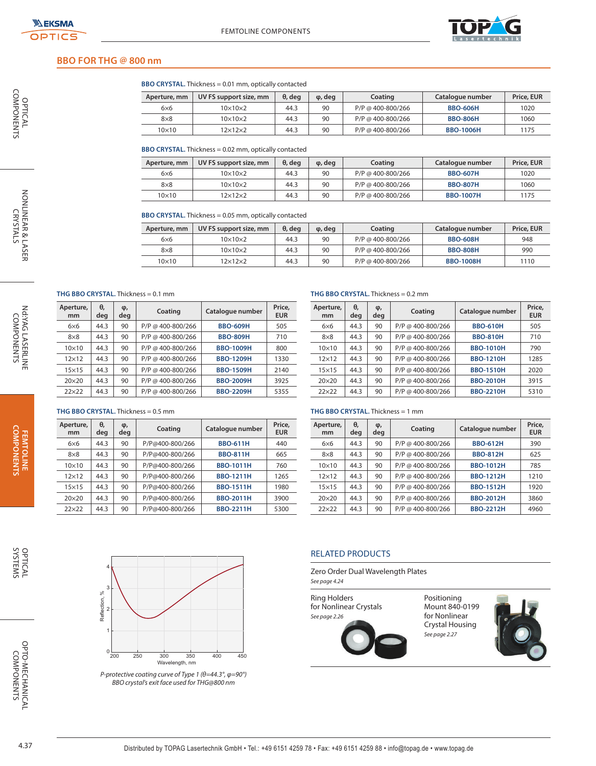## BBO FOR THG @ 800 nm

**BBO CRYSTAL.** Thickness = 0.01 mm, optically contacted

| Aperture, mm | UV FS support size, mm | θ, deg | φ, deg | Coating | Catalogue number | Price, EUR |
|---|---|---|---|---|---|---|
| 6×6 | 10×10×2 | 44.3 | 90 | P/P @ 400-800/266 | BBO-606H | 1020 |
| 8×8 | 10×10×2 | 44.3 | 90 | P/P @ 400-800/266 | BBO-806H | 1060 |
| 10×10 | 12×12×2 | 44.3 | 90 | P/P @ 400-800/266 | BBO-1006H | 1175 |

**BBO CRYSTAL.** Thickness = 0.02 mm, optically contacted

| Aperture, mm | UV FS support size, mm | θ, deg | φ, deg | Coating | Catalogue number | Price, EUR |
|---|---|---|---|---|---|---|
| 6×6 | 10×10×2 | 44.3 | 90 | P/P @ 400-800/266 | BBO-607H | 1020 |
| 8×8 | 10×10×2 | 44.3 | 90 | P/P @ 400-800/266 | BBO-807H | 1060 |
| 10×10 | 12×12×2 | 44.3 | 90 | P/P @ 400-800/266 | BBO-1007H | 1175 |

**BBO CRYSTAL.** Thickness = 0.05 mm, optically contacted

| Aperture, mm | UV FS support size, mm | θ, deg | φ, deg | Coating | Catalogue number | Price, EUR |
|---|---|---|---|---|---|---|
| 6×6 | 10×10×2 | 44.3 | 90 | P/P @ 400-800/266 | BBO-608H | 948 |
| 8×8 | 10×10×2 | 44.3 | 90 | P/P @ 400-800/266 | BBO-808H | 990 |
| 10×10 | 12×12×2 | 44.3 | 90 | P/P @ 400-800/266 | BBO-1008H | 1110 |

**THG BBO CRYSTAL.** Thickness = 0.1 mm

| Aperture, mm | θ, deg | φ, deg | Coating | Catalogue number | Price, EUR |
|---|---|---|---|---|---|
| 6×6 | 44.3 | 90 | P/P @ 400-800/266 | BBO-609H | 505 |
| 8×8 | 44.3 | 90 | P/P @ 400-800/266 | BBO-809H | 710 |
| 10×10 | 44.3 | 90 | P/P @ 400-800/266 | BBO-1009H | 800 |
| 12×12 | 44.3 | 90 | P/P @ 400-800/266 | BBO-1209H | 1330 |
| 15×15 | 44.3 | 90 | P/P @ 400-800/266 | BBO-1509H | 2140 |
| 20×20 | 44.3 | 90 | P/P @ 400-800/266 | BBO-2009H | 3925 |
| 22×22 | 44.3 | 90 | P/P @ 400-800/266 | BBO-2209H | 5355 |

**THG BBO CRYSTAL.** Thickness = 0.2 mm

| Aperture, mm | θ, deg | φ, deg | Coating | Catalogue number | Price, EUR |
|---|---|---|---|---|---|
| 6×6 | 44.3 | 90 | P/P @ 400-800/266 | BBO-610H | 505 |
| 8×8 | 44.3 | 90 | P/P @ 400-800/266 | BBO-810H | 710 |
| 10×10 | 44.3 | 90 | P/P @ 400-800/266 | BBO-1010H | 790 |
| 12×12 | 44.3 | 90 | P/P @ 400-800/266 | BBO-1210H | 1285 |
| 15×15 | 44.3 | 90 | P/P @ 400-800/266 | BBO-1510H | 2020 |
| 20×20 | 44.3 | 90 | P/P @ 400-800/266 | BBO-2010H | 3915 |
| 22×22 | 44.3 | 90 | P/P @ 400-800/266 | BBO-2210H | 5310 |

**THG BBO CRYSTAL.** Thickness = 0.5 mm

| Aperture, mm | θ, deg | φ, deg | Coating | Catalogue number | Price, EUR |
|---|---|---|---|---|---|
| 6×6 | 44.3 | 90 | P/P@400-800/266 | BBO-611H | 440 |
| 8×8 | 44.3 | 90 | P/P@400-800/266 | BBO-811H | 665 |
| 10×10 | 44.3 | 90 | P/P@400-800/266 | BBO-1011H | 760 |
| 12×12 | 44.3 | 90 | P/P@400-800/266 | BBO-1211H | 1265 |
| 15×15 | 44.3 | 90 | P/P@400-800/266 | BBO-1511H | 1980 |
| 20×20 | 44.3 | 90 | P/P@400-800/266 | BBO-2011H | 3900 |
| 22×22 | 44.3 | 90 | P/P@400-800/266 | BBO-2211H | 5300 |

**THG BBO CRYSTAL.** Thickness = 1 mm

| Aperture, mm | θ, deg | φ, deg | Coating | Catalogue number | Price, EUR |
|---|---|---|---|---|---|
| 6×6 | 44.3 | 90 | P/P @ 400-800/266 | BBO-612H | 390 |
| 8×8 | 44.3 | 90 | P/P @ 400-800/266 | BBO-812H | 625 |
| 10×10 | 44.3 | 90 | P/P @ 400-800/266 | BBO-1012H | 785 |
| 12×12 | 44.3 | 90 | P/P @ 400-800/266 | BBO-1212H | 1210 |
| 15×15 | 44.3 | 90 | P/P @ 400-800/266 | BBO-1512H | 1920 |
| 20×20 | 44.3 | 90 | P/P @ 400-800/266 | BBO-2012H | 3860 |
| 22×22 | 44.3 | 90 | P/P @ 400-800/266 | BBO-2212H | 4960 |

*P-protective coating curve of Type 1 (θ=44.3°, φ=90°) BBO crystal's exit face used for THG@800 nm*

### RELATED PRODUCTS

Zero Order Dual Wavelength Plates
*See page 4.24*

Ring Holders for Nonlinear Crystals
*See page 2.26*

Positioning Mount 840-0199 for Nonlinear Crystal Housing
*See page 2.27*

Distributed by TOPAG Lasertechnik GmbH • Tel.: +49 6151 4259 78 • Fax: +49 6151 4259 88 • info@topag.de • www.topag.de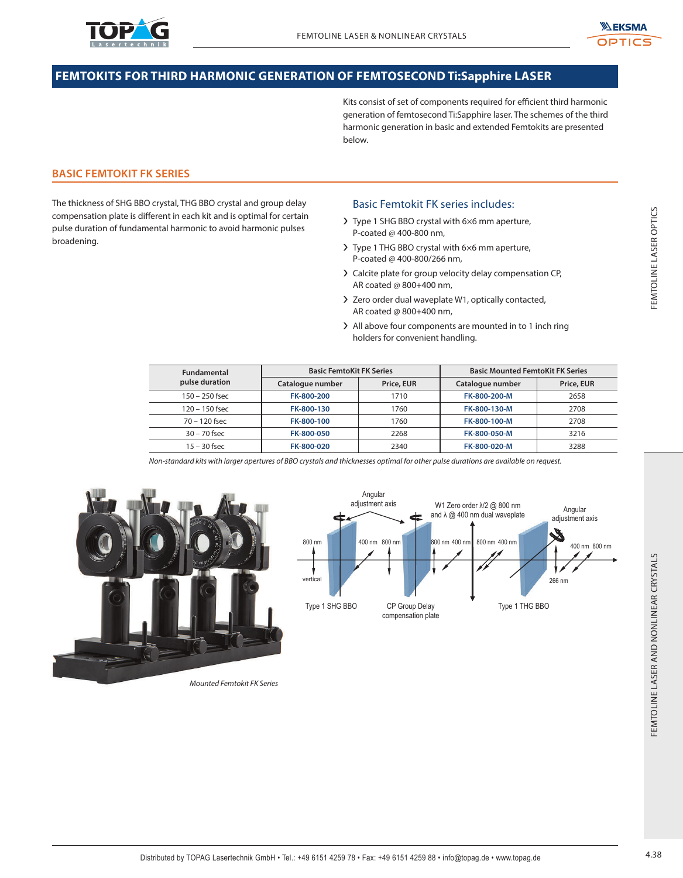# FEMTOKITS FOR THIRD HARMONIC GENERATION OF FEMTOSECOND Ti:Sapphire LASER

Kits consist of set of components required for efficient third harmonic generation of femtosecond Ti:Sapphire laser. The schemes of the third harmonic generation in basic and extended Femtokits are presented below.

## BASIC FEMTOKIT FK SERIES

The thickness of SHG BBO crystal, THG BBO crystal and group delay compensation plate is different in each kit and is optimal for certain pulse duration of fundamental harmonic to avoid harmonic pulses broadening.

### Basic Femtokit FK series includes:

- Type 1 SHG BBO crystal with 6×6 mm aperture, P-coated @ 400-800 nm,
- Type 1 THG BBO crystal with 6×6 mm aperture, P-coated @ 400-800/266 nm,
- Calcite plate for group velocity delay compensation CP, AR coated @ 800+400 nm,
- Zero order dual waveplate W1, optically contacted, AR coated @ 800+400 nm,
- All above four components are mounted in to 1 inch ring holders for convenient handling.

| Fundamental pulse duration | Basic FemtoKit FK Series | | Basic Mounted FemtoKit FK Series | |
|---|---|---|---|---|
| | Catalogue number | Price, EUR | Catalogue number | Price, EUR |
| 150 – 250 fsec | FK-800-200 | 1710 | FK-800-200-M | 2658 |
| 120 – 150 fsec | FK-800-130 | 1760 | FK-800-130-M | 2708 |
| 70 – 120 fsec | FK-800-100 | 1760 | FK-800-100-M | 2708 |
| 30 – 70 fsec | FK-800-050 | 2268 | FK-800-050-M | 3216 |
| 15 – 30 fsec | FK-800-020 | 2340 | FK-800-020-M | 3288 |

*Non-standard kits with larger apertures of BBO crystals and thicknesses optimal for other pulse durations are available on request.*

*Mounted Femtokit FK Series*

Angular adjustment axis; W1 Zero order λ/2 @ 800 nm and λ @ 400 nm dual waveplate; Angular adjustment axis; 800 nm; vertical; 400 nm 800 nm; 800 nm 400 nm; 800 nm 400 nm; 400 nm 800 nm; 266 nm; Type 1 SHG BBO; CP Group Delay compensation plate; Type 1 THG BBO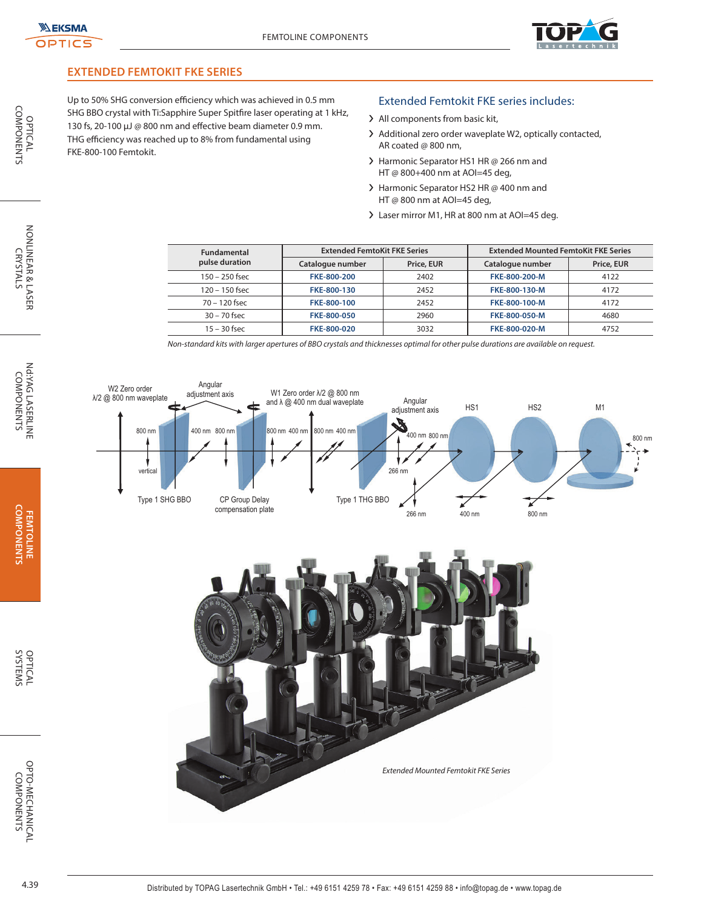## EXTENDED FEMTOKIT FKE SERIES

Up to 50% SHG conversion efficiency which was achieved in 0.5 mm SHG BBO crystal with Ti:Sapphire Super Spitfire laser operating at 1 kHz, 130 fs, 20-100 μJ @ 800 nm and effective beam diameter 0.9 mm. THG efficiency was reached up to 8% from fundamental using FKE-800-100 Femtokit.

### Extended Femtokit FKE series includes:

- All components from basic kit,
- Additional zero order waveplate W2, optically contacted, AR coated @ 800 nm,
- Harmonic Separator HS1 HR @ 266 nm and HT @ 800+400 nm at AOI=45 deg,
- Harmonic Separator HS2 HR @ 400 nm and HT @ 800 nm at AOI=45 deg,
- Laser mirror M1, HR at 800 nm at AOI=45 deg.

| Fundamental pulse duration | Extended FemtoKit FKE Series | | Extended Mounted FemtoKit FKE Series | |
|---|---|---|---|---|
| | Catalogue number | Price, EUR | Catalogue number | Price, EUR |
| 150 – 250 fsec | **FKE-800-200** | 2402 | **FKE-800-200-M** | 4122 |
| 120 – 150 fsec | **FKE-800-130** | 2452 | **FKE-800-130-M** | 4172 |
| 70 – 120 fsec | **FKE-800-100** | 2452 | **FKE-800-100-M** | 4172 |
| 30 – 70 fsec | **FKE-800-050** | 2960 | **FKE-800-050-M** | 4680 |
| 15 – 30 fsec | **FKE-800-020** | 3032 | **FKE-800-020-M** | 4752 |

*Non-standard kits with larger apertures of BBO crystals and thicknesses optimal for other pulse durations are available on request.*

*Extended Mounted Femtokit FKE Series*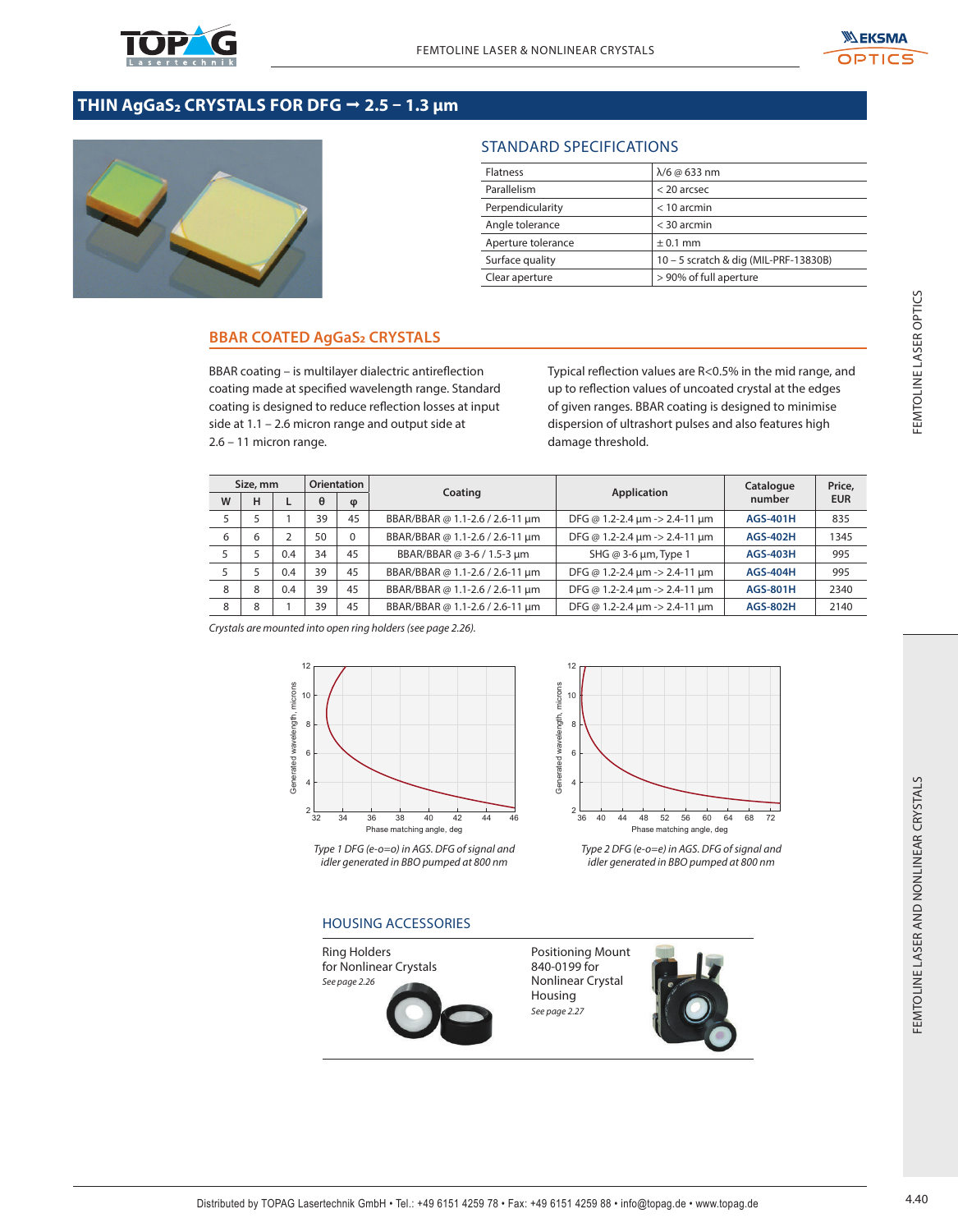# THIN $AgGaS_2$ CRYSTALS FOR DFG → 2.5 – 1.3 µm

## STANDARD SPECIFICATIONS

| | |
|---|---|
| Flatness | λ/6 @ 633 nm |
| Parallelism | < 20 arcsec |
| Perpendicularity | < 10 arcmin |
| Angle tolerance | < 30 arcmin |
| Aperture tolerance | ± 0.1 mm |
| Surface quality | 10 – 5 scratch & dig (MIL-PRF-13830B) |
| Clear aperture | > 90% of full aperture |

## BBAR COATED $AgGaS_2$ CRYSTALS

BBAR coating – is multilayer dialectric antireflection coating made at specified wavelength range. Standard coating is designed to reduce reflection losses at input side at 1.1 – 2.6 micron range and output side at 2.6 – 11 micron range.

Typical reflection values are R<0.5% in the mid range, and up to reflection values of uncoated crystal at the edges of given ranges. BBAR coating is designed to minimise dispersion of ultrashort pulses and also features high damage threshold.

| Size, mm | | | Orientation | | Coating | Application | Catalogue number | Price, EUR |
|---|---|---|---|---|---|---|---|---|
| W | H | L | θ | φ | | | | |
| 5 | 5 | 1 | 39 | 45 | BBAR/BBAR @ 1.1-2.6 / 2.6-11 µm | DFG @ 1.2-2.4 µm -> 2.4-11 µm | **AGS-401H** | 835 |
| 6 | 6 | 2 | 50 | 0 | BBAR/BBAR @ 1.1-2.6 / 2.6-11 µm | DFG @ 1.2-2.4 µm -> 2.4-11 µm | **AGS-402H** | 1345 |
| 5 | 5 | 0.4 | 34 | 45 | BBAR/BBAR @ 3-6 / 1.5-3 µm | SHG @ 3-6 µm, Type 1 | **AGS-403H** | 995 |
| 5 | 5 | 0.4 | 39 | 45 | BBAR/BBAR @ 1.1-2.6 / 2.6-11 µm | DFG @ 1.2-2.4 µm -> 2.4-11 µm | **AGS-404H** | 995 |
| 8 | 8 | 0.4 | 39 | 45 | BBAR/BBAR @ 1.1-2.6 / 2.6-11 µm | DFG @ 1.2-2.4 µm -> 2.4-11 µm | **AGS-801H** | 2340 |
| 8 | 8 | 1 | 39 | 45 | BBAR/BBAR @ 1.1-2.6 / 2.6-11 µm | DFG @ 1.2-2.4 µm -> 2.4-11 µm | **AGS-802H** | 2140 |

*Crystals are mounted into open ring holders (see page 2.26).*

*Type 1 DFG (e-o=o) in AGS. DFG of signal and idler generated in BBO pumped at 800 nm*

*Type 2 DFG (e-o=e) in AGS. DFG of signal and idler generated in BBO pumped at 800 nm*

## HOUSING ACCESSORIES

Ring Holders for Nonlinear Crystals
*See page 2.26*

Positioning Mount 840-0199 for Nonlinear Crystal Housing
*See page 2.27*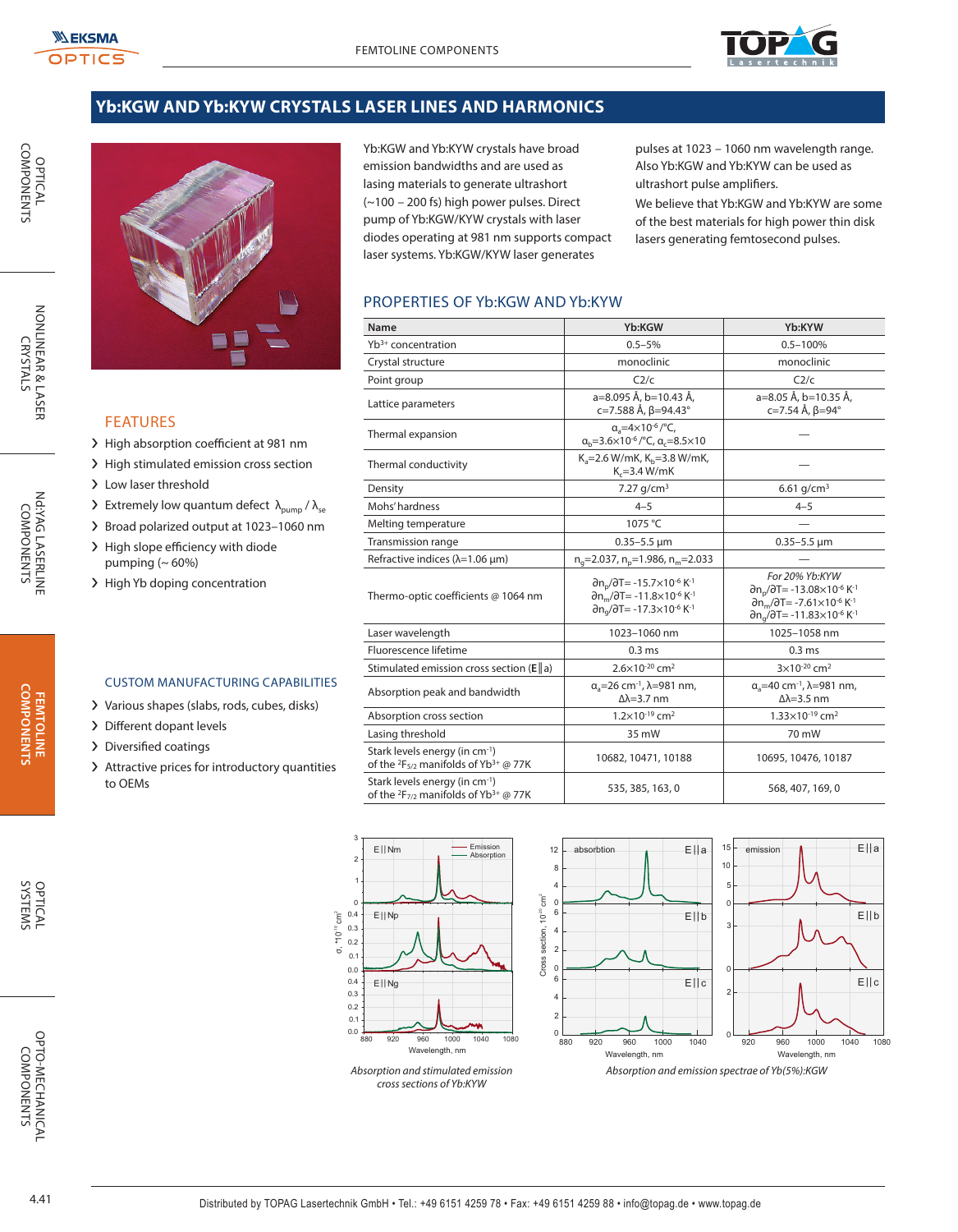# Yb:KGW AND Yb:KYW CRYSTALS LASER LINES AND HARMONICS

Yb:KGW and Yb:KYW crystals have broad emission bandwidths and are used as lasing materials to generate ultrashort (~100 – 200 fs) high power pulses. Direct pump of Yb:KGW/KYW crystals with laser diodes operating at 981 nm supports compact laser systems. Yb:KGW/KYW laser generates pulses at 1023 – 1060 nm wavelength range. Also Yb:KGW and Yb:KYW can be used as ultrashort pulse amplifiers.

We believe that Yb:KGW and Yb:KYW are some of the best materials for high power thin disk lasers generating femtosecond pulses.

## FEATURES

- High absorption coefficient at 981 nm
- High stimulated emission cross section
- Low laser threshold
- Extremely low quantum defect $\lambda_{pump} / \lambda_{se}$
- Broad polarized output at 1023–1060 nm
- High slope efficiency with diode pumping (~ 60%)
- High Yb doping concentration

## CUSTOM MANUFACTURING CAPABILITIES

- Various shapes (slabs, rods, cubes, disks)
- Different dopant levels
- Diversified coatings
- Attractive prices for introductory quantities to OEMs

## PROPERTIES OF Yb:KGW AND Yb:KYW

| Name | Yb:KGW | Yb:KYW |
|---|---|---|
| $Yb^{3+}$ concentration | 0.5–5% | 0.5–100% |
| Crystal structure | monoclinic | monoclinic |
| Point group | C2/c | C2/c |
| Lattice parameters | a=8.095 Å, b=10.43 Å, c=7.588 Å, β=94.43° | a=8.05 Å, b=10.35 Å, c=7.54 Å, β=94° |
| Thermal expansion | $\alpha_a=4\times10^{-6}$ /°C, $\alpha_b=3.6\times10^{-6}$ /°C, $\alpha_c=8.5\times10$ | — |
| Thermal conductivity | $K_a$=2.6 W/mK, $K_b$=3.8 W/mK, $K_c$=3.4 W/mK | — |
| Density | 7.27 g/cm³ | 6.61 g/cm³ |
| Mohs' hardness | 4–5 | 4–5 |
| Melting temperature | 1075 °C | — |
| Transmission range | 0.35–5.5 µm | 0.35–5.5 µm |
| Refractive indices (λ=1.06 µm) | $n_g$=2.037, $n_p$=1.986, $n_m$=2.033 | — |
| Thermo-optic coefficients @ 1064 nm | $\partial n_p/\partial T$= -15.7×10$^{-6}$ K$^{-1}$ $\partial n_m/\partial T$= -11.8×10$^{-6}$ K$^{-1}$ $\partial n_g/\partial T$= -17.3×10$^{-6}$ K$^{-1}$ | *For 20% Yb:KYW* $\partial n_p/\partial T$= -13.08×10$^{-6}$ K$^{-1}$ $\partial n_m/\partial T$= -7.61×10$^{-6}$ K$^{-1}$ $\partial n_g/\partial T$= -11.83×10$^{-6}$ K$^{-1}$ |
| Laser wavelength | 1023–1060 nm | 1025–1058 nm |
| Fluorescence lifetime | 0.3 ms | 0.3 ms |
| Stimulated emission cross section (E‖a) | 2.6×10$^{-20}$ cm² | 3×10$^{-20}$ cm² |
| Absorption peak and bandwidth | $\alpha_a$=26 cm$^{-1}$, λ=981 nm, Δλ=3.7 nm | $\alpha_a$=40 cm$^{-1}$, λ=981 nm, Δλ=3.5 nm |
| Absorption cross section | 1.2×10$^{-19}$ cm² | 1.33×10$^{-19}$ cm² |
| Lasing threshold | 35 mW | 70 mW |
| Stark levels energy (in cm$^{-1}$) of the $^2F_{5/2}$ manifolds of $Yb^{3+}$ @ 77K | 10682, 10471, 10188 | 10695, 10476, 10187 |
| Stark levels energy (in cm$^{-1}$) of the $^2F_{7/2}$ manifolds of $Yb^{3+}$ @ 77K | 535, 385, 163, 0 | 568, 407, 169, 0 |

*Absorption and stimulated emission cross sections of Yb:KYW*

*Absorption and emission spectrae of Yb(5%):KGW*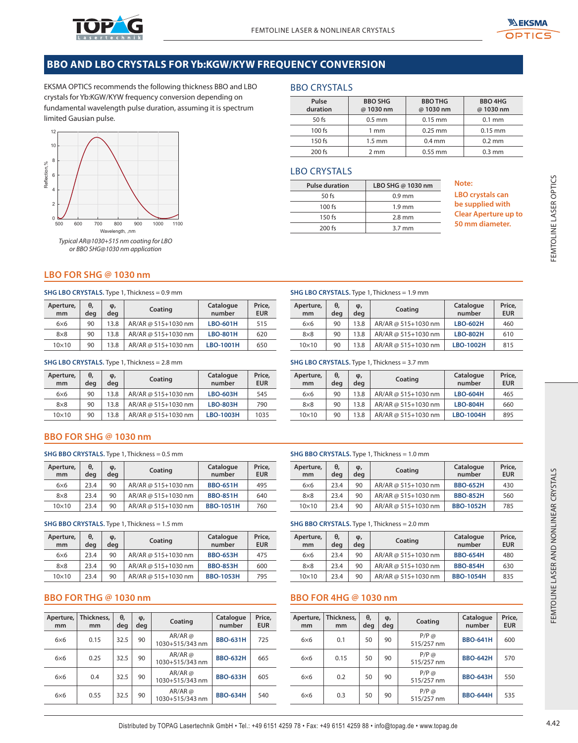## BBO AND LBO CRYSTALS FOR Yb:KGW/KYW FREQUENCY CONVERSION

EKSMA OPTICS recommends the following thickness BBO and LBO crystals for Yb:KGW/KYW frequency conversion depending on fundamental wavelength pulse duration, assuming it is spectrum limited Gausian pulse.

12
10
8
6
4
2
0
Reflection,%
500 600 700 800 900 1000 1100
Wavelength, ,nm

*Typical AR@1030+515 nm coating for LBO or BBO SHG@1030 nm application*

### BBO CRYSTALS

| Pulse duration | BBO SHG @ 1030 nm | BBO THG @ 1030 nm | BBO 4HG @ 1030 nm |
|---|---|---|---|
| 50 fs | 0.5 mm | 0.15 mm | 0.1 mm |
| 100 fs | 1 mm | 0.25 mm | 0.15 mm |
| 150 fs | 1.5 mm | 0.4 mm | 0.2 mm |
| 200 fs | 2 mm | 0.55 mm | 0.3 mm |

### LBO CRYSTALS

| Pulse duration | LBO SHG @ 1030 nm |
|---|---|
| 50 fs | 0.9 mm |
| 100 fs | 1.9 mm |
| 150 fs | 2.8 mm |
| 200 fs | 3.7 mm |

**Note:**
**LBO crystals can be supplied with Clear Aperture up to 50 mm diameter.**

## LBO FOR SHG @ 1030 nm

**SHG LBO CRYSTALS.** Type 1, Thickness = 0.9 mm

| Aperture, mm | θ, deg | φ, deg | Coating | Catalogue number | Price, EUR |
|---|---|---|---|---|---|
| 6×6 | 90 | 13.8 | AR/AR @ 515+1030 nm | LBO-601H | 515 |
| 8×8 | 90 | 13.8 | AR/AR @ 515+1030 nm | LBO-801H | 620 |
| 10×10 | 90 | 13.8 | AR/AR @ 515+1030 nm | LBO-1001H | 650 |

**SHG LBO CRYSTALS.** Type 1, Thickness = 1.9 mm

| Aperture, mm | θ, deg | φ, deg | Coating | Catalogue number | Price, EUR |
|---|---|---|---|---|---|
| 6×6 | 90 | 13.8 | AR/AR @ 515+1030 nm | LBO-602H | 460 |
| 8×8 | 90 | 13.8 | AR/AR @ 515+1030 nm | LBO-802H | 610 |
| 10×10 | 90 | 13.8 | AR/AR @ 515+1030 nm | LBO-1002H | 815 |

**SHG LBO CRYSTALS.** Type 1, Thickness = 2.8 mm

| Aperture, mm | θ, deg | φ, deg | Coating | Catalogue number | Price, EUR |
|---|---|---|---|---|---|
| 6×6 | 90 | 13.8 | AR/AR @ 515+1030 nm | LBO-603H | 545 |
| 8×8 | 90 | 13.8 | AR/AR @ 515+1030 nm | LBO-803H | 790 |
| 10×10 | 90 | 13.8 | AR/AR @ 515+1030 nm | LBO-1003H | 1035 |

**SHG LBO CRYSTALS.** Type 1, Thickness = 3.7 mm

| Aperture, mm | θ, deg | φ, deg | Coating | Catalogue number | Price, EUR |
|---|---|---|---|---|---|
| 6×6 | 90 | 13.8 | AR/AR @ 515+1030 nm | LBO-604H | 465 |
| 8×8 | 90 | 13.8 | AR/AR @ 515+1030 nm | LBO-804H | 660 |
| 10×10 | 90 | 13.8 | AR/AR @ 515+1030 nm | LBO-1004H | 895 |

## BBO FOR SHG @ 1030 nm

**SHG BBO CRYSTALS.** Type 1, Thickness = 0.5 mm

| Aperture, mm | θ, deg | φ, deg | Coating | Catalogue number | Price, EUR |
|---|---|---|---|---|---|
| 6×6 | 23.4 | 90 | AR/AR @ 515+1030 nm | BBO-651H | 495 |
| 8×8 | 23.4 | 90 | AR/AR @ 515+1030 nm | BBO-851H | 640 |
| 10×10 | 23.4 | 90 | AR/AR @ 515+1030 nm | BBO-1051H | 760 |

**SHG BBO CRYSTALS.** Type 1, Thickness = 1.0 mm

| Aperture, mm | θ, deg | φ, deg | Coating | Catalogue number | Price, EUR |
|---|---|---|---|---|---|
| 6×6 | 23.4 | 90 | AR/AR @ 515+1030 nm | BBO-652H | 430 |
| 8×8 | 23.4 | 90 | AR/AR @ 515+1030 nm | BBO-852H | 560 |
| 10×10 | 23.4 | 90 | AR/AR @ 515+1030 nm | BBO-1052H | 785 |

**SHG BBO CRYSTALS.** Type 1, Thickness = 1.5 mm

| Aperture, mm | θ, deg | φ, deg | Coating | Catalogue number | Price, EUR |
|---|---|---|---|---|---|
| 6×6 | 23.4 | 90 | AR/AR @ 515+1030 nm | BBO-653H | 475 |
| 8×8 | 23.4 | 90 | AR/AR @ 515+1030 nm | BBO-853H | 600 |
| 10×10 | 23.4 | 90 | AR/AR @ 515+1030 nm | BBO-1053H | 795 |

**SHG BBO CRYSTALS.** Type 1, Thickness = 2.0 mm

| Aperture, mm | θ, deg | φ, deg | Coating | Catalogue number | Price, EUR |
|---|---|---|---|---|---|
| 6×6 | 23.4 | 90 | AR/AR @ 515+1030 nm | BBO-654H | 480 |
| 8×8 | 23.4 | 90 | AR/AR @ 515+1030 nm | BBO-854H | 630 |
| 10×10 | 23.4 | 90 | AR/AR @ 515+1030 nm | BBO-1054H | 835 |

## BBO FOR THG @ 1030 nm

| Aperture, mm | Thickness, mm | θ, deg | φ, deg | Coating | Catalogue number | Price, EUR |
|---|---|---|---|---|---|---|
| 6×6 | 0.15 | 32.5 | 90 | AR/AR @ 1030+515/343 nm | BBO-631H | 725 |
| 6×6 | 0.25 | 32.5 | 90 | AR/AR @ 1030+515/343 nm | BBO-632H | 665 |
| 6×6 | 0.4 | 32.5 | 90 | AR/AR @ 1030+515/343 nm | BBO-633H | 605 |
| 6×6 | 0.55 | 32.5 | 90 | AR/AR @ 1030+515/343 nm | BBO-634H | 540 |

## BBO FOR 4HG @ 1030 nm

| Aperture, mm | Thickness, mm | θ, deg | φ, deg | Coating | Catalogue number | Price, EUR |
|---|---|---|---|---|---|---|
| 6×6 | 0.1 | 50 | 90 | P/P @ 515/257 nm | BBO-641H | 600 |
| 6×6 | 0.15 | 50 | 90 | P/P @ 515/257 nm | BBO-642H | 570 |
| 6×6 | 0.2 | 50 | 90 | P/P @ 515/257 nm | BBO-643H | 550 |
| 6×6 | 0.3 | 50 | 90 | P/P @ 515/257 nm | BBO-644H | 535 |